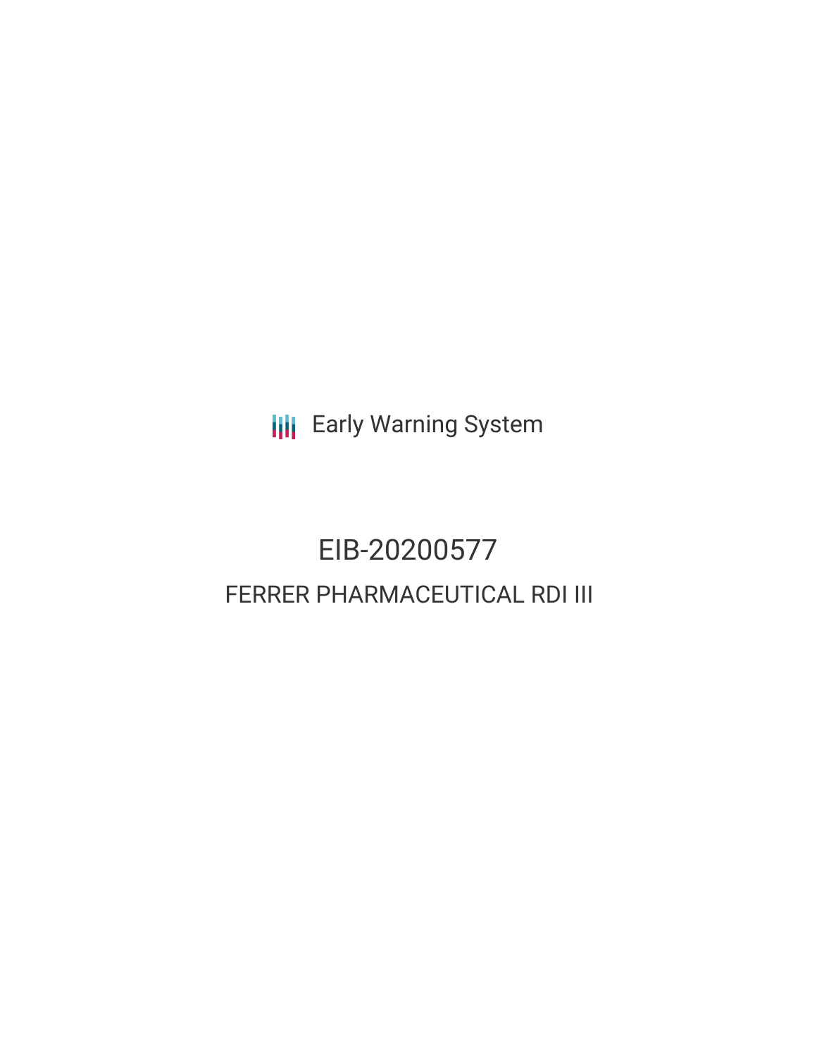Early Warning System

# EIB-20200577

## FERRER PHARMACEUTICAL RDI III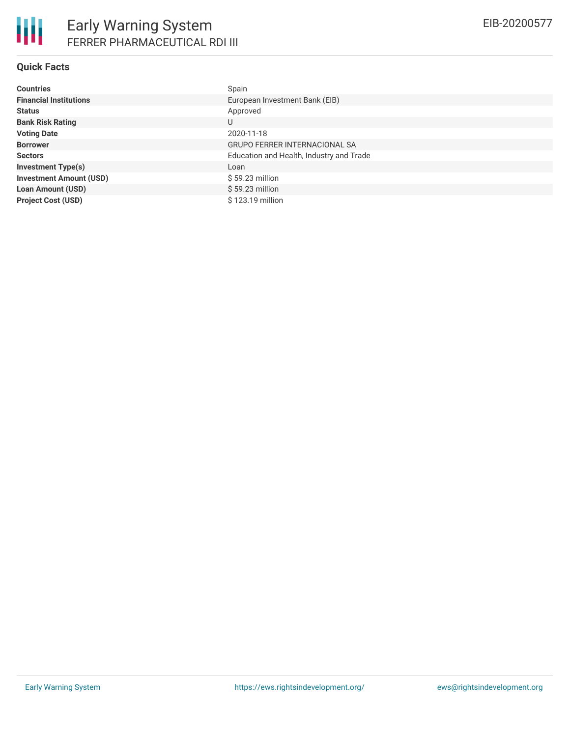# Early Warning System

## FERRER PHARMACEUTICAL RDI III

EIB-20200577

### Quick Facts

| | |
|---|---|
| **Countries** | Spain |
| **Financial Institutions** | European Investment Bank (EIB) |
| **Status** | Approved |
| **Bank Risk Rating** | U |
| **Voting Date** | 2020-11-18 |
| **Borrower** | GRUPO FERRER INTERNACIONAL SA |
| **Sectors** | Education and Health, Industry and Trade |
| **Investment Type(s)** | Loan |
| **Investment Amount (USD)** | $ 59.23 million |
| **Loan Amount (USD)** | $ 59.23 million |
| **Project Cost (USD)** | $ 123.19 million |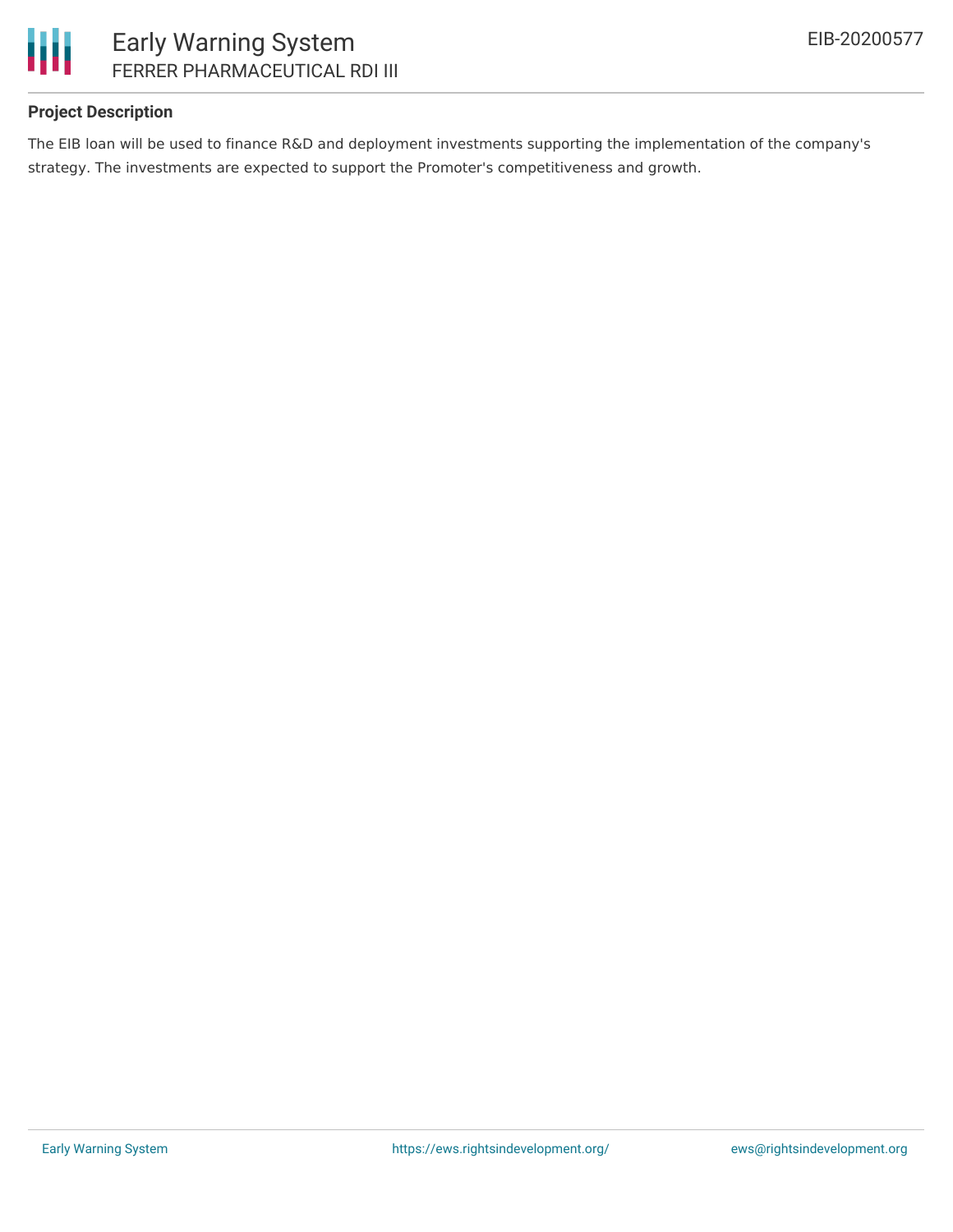## Project Description

The EIB loan will be used to finance R&D and deployment investments supporting the implementation of the company's strategy. The investments are expected to support the Promoter's competitiveness and growth.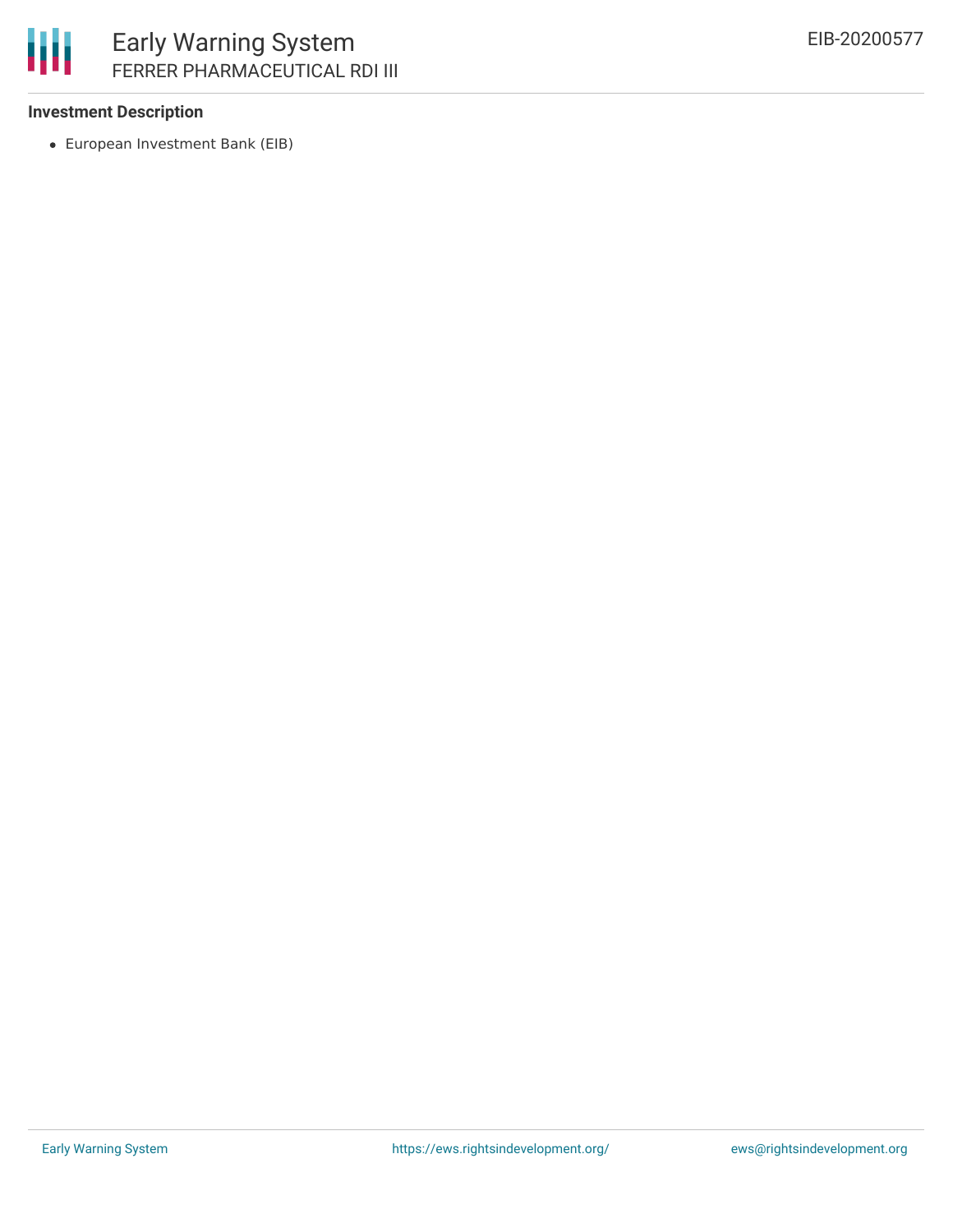### Investment Description

- European Investment Bank (EIB)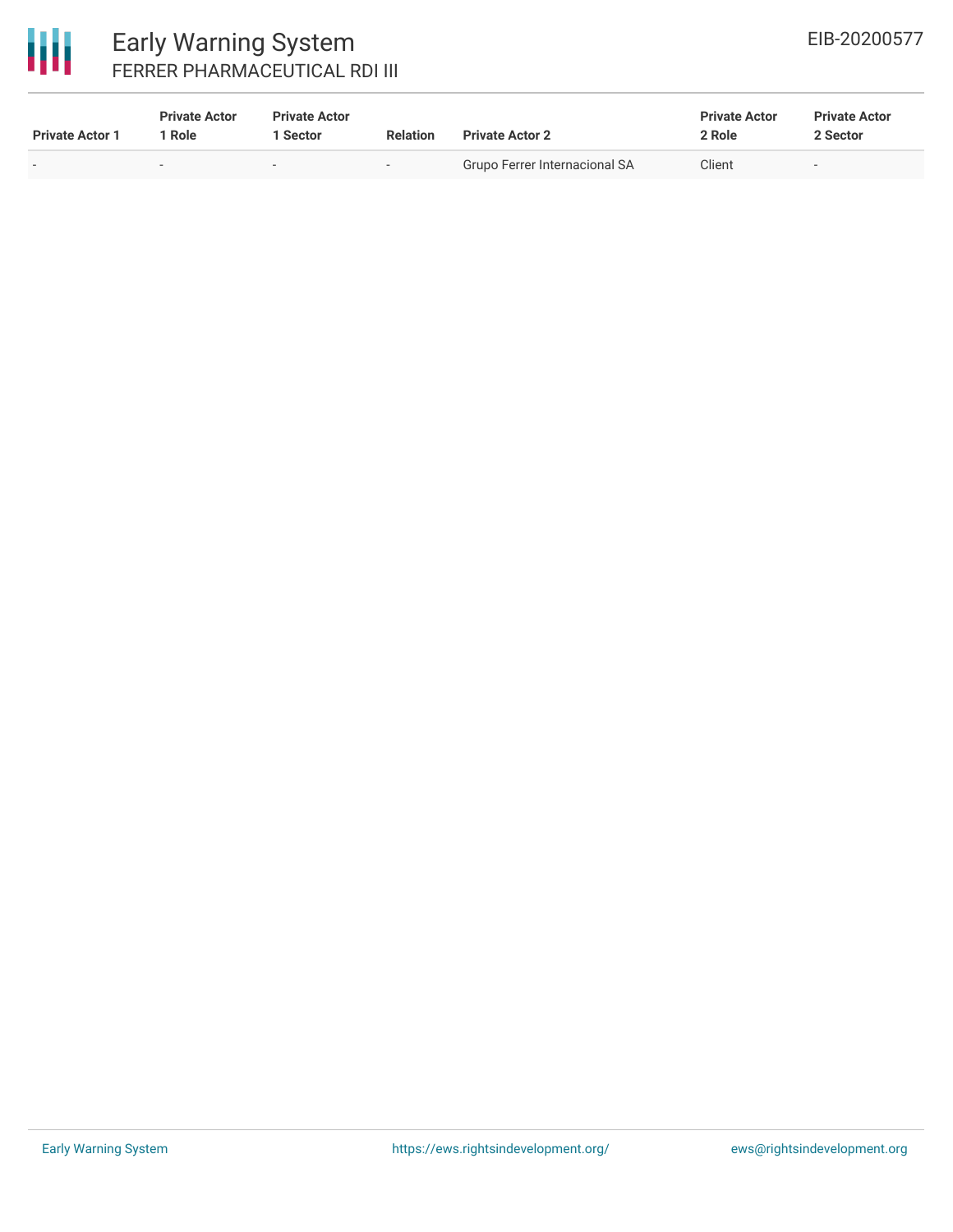| Private Actor 1 | Private Actor 1 Role | Private Actor 1 Sector | Relation | Private Actor 2 | Private Actor 2 Role | Private Actor 2 Sector |
|---|---|---|---|---|---|---|
| - | - | - | - | Grupo Ferrer Internacional SA | Client | - |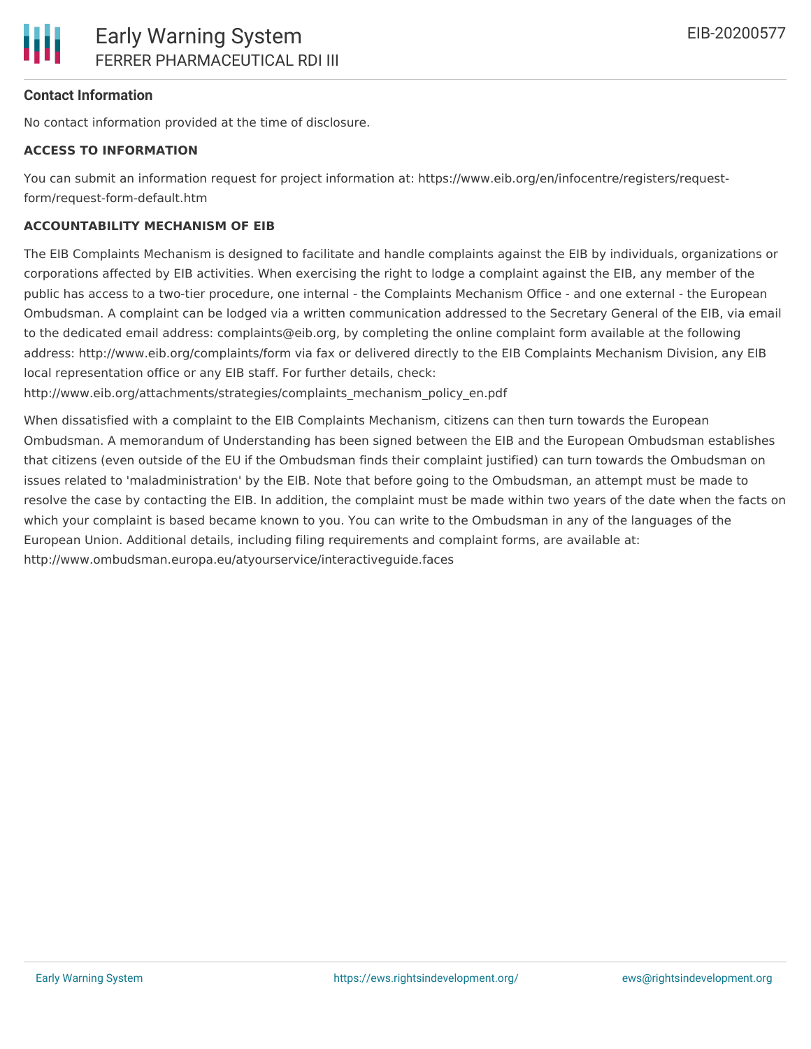### Contact Information

No contact information provided at the time of disclosure.

**ACCESS TO INFORMATION**

You can submit an information request for project information at: https://www.eib.org/en/infocentre/registers/request-form/request-form-default.htm

**ACCOUNTABILITY MECHANISM OF EIB**

The EIB Complaints Mechanism is designed to facilitate and handle complaints against the EIB by individuals, organizations or corporations affected by EIB activities. When exercising the right to lodge a complaint against the EIB, any member of the public has access to a two-tier procedure, one internal - the Complaints Mechanism Office - and one external - the European Ombudsman. A complaint can be lodged via a written communication addressed to the Secretary General of the EIB, via email to the dedicated email address: complaints@eib.org, by completing the online complaint form available at the following address: http://www.eib.org/complaints/form via fax or delivered directly to the EIB Complaints Mechanism Division, any EIB local representation office or any EIB staff. For further details, check: http://www.eib.org/attachments/strategies/complaints_mechanism_policy_en.pdf

When dissatisfied with a complaint to the EIB Complaints Mechanism, citizens can then turn towards the European Ombudsman. A memorandum of Understanding has been signed between the EIB and the European Ombudsman establishes that citizens (even outside of the EU if the Ombudsman finds their complaint justified) can turn towards the Ombudsman on issues related to 'maladministration' by the EIB. Note that before going to the Ombudsman, an attempt must be made to resolve the case by contacting the EIB. In addition, the complaint must be made within two years of the date when the facts on which your complaint is based became known to you. You can write to the Ombudsman in any of the languages of the European Union. Additional details, including filing requirements and complaint forms, are available at: http://www.ombudsman.europa.eu/atyourservice/interactiveguide.faces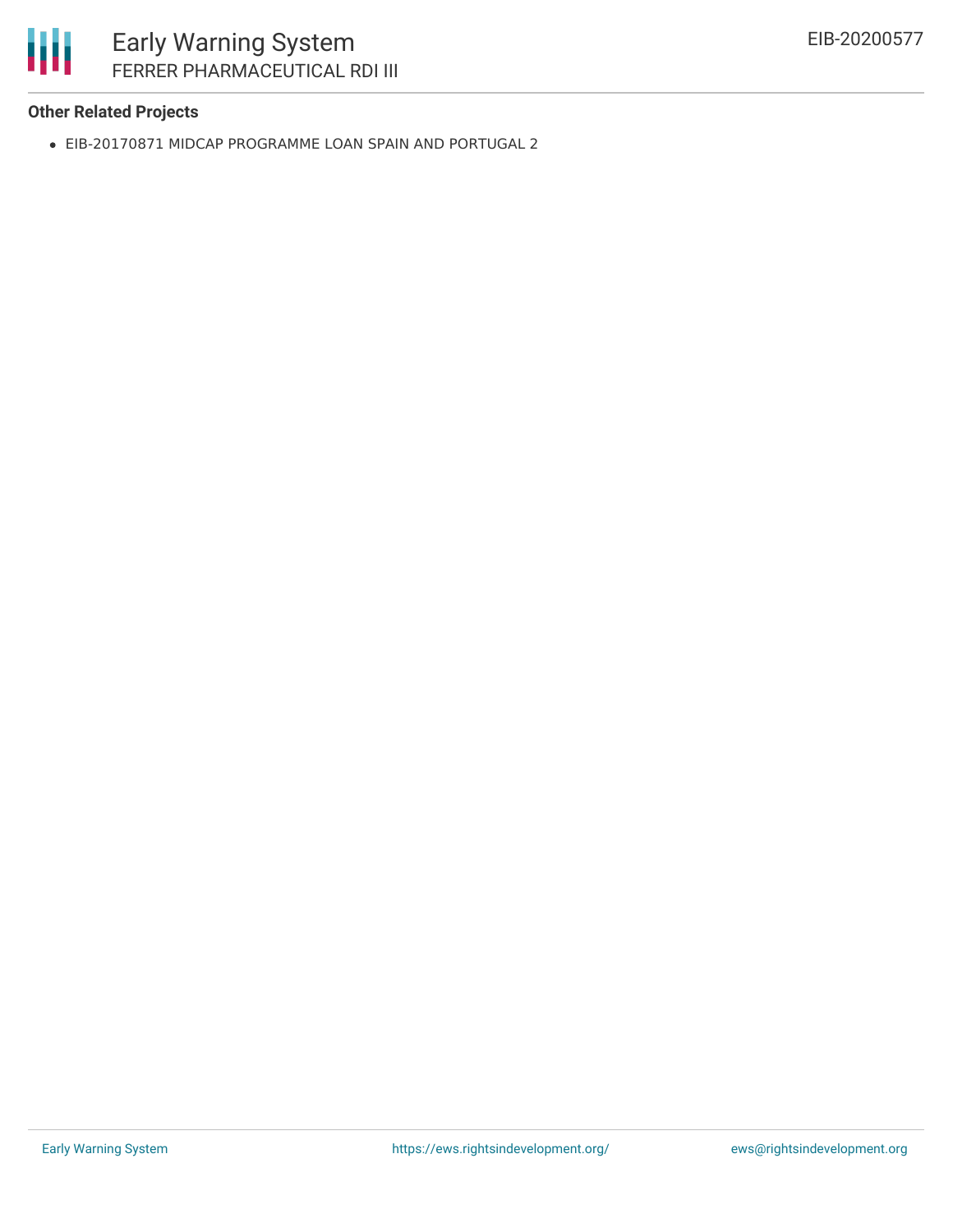**Other Related Projects**

- EIB-20170871 MIDCAP PROGRAMME LOAN SPAIN AND PORTUGAL 2